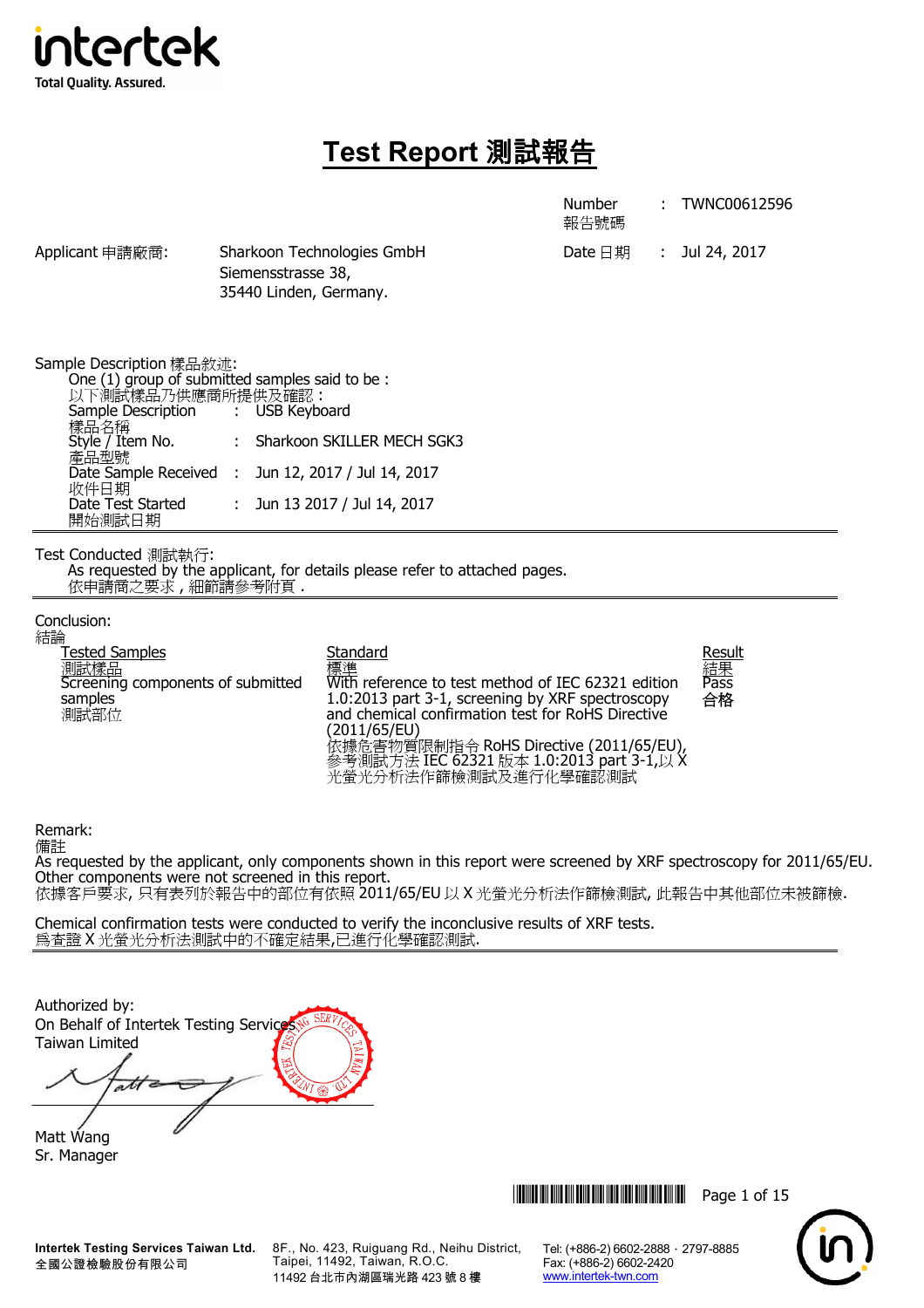intertek
Total Quality. Assured.

# Test Report 測試報告

Number 報告號碼 : TWNC00612596

Applicant 申請廠商: Sharkoon Technologies GmbH
Siemensstrasse 38,
35440 Linden, Germany.

Date 日期 : Jul 24, 2017

Sample Description 樣品敘述:

One (1) group of submitted samples said to be :
以下測試樣品乃供廠商所提供及確認 :

| | | |
|---|---|---|
| Sample Description 樣品名稱 | : | USB Keyboard |
| Style / Item No. 產品型號 | : | Sharkoon SKILLER MECH SGK3 |
| Date Sample Received 收件日期 | : | Jun 12, 2017 / Jul 14, 2017 |
| Date Test Started 開始測試日期 | : | Jun 13 2017 / Jul 14, 2017 |

Test Conducted 測試執行:

As requested by the applicant, for details please refer to attached pages.
依申請商之要求，細節請參考附頁 .

Conclusion:
結論

| Tested Samples 測試樣品 | Standard 標準 | Result 結果 |
|---|---|---|
| Screening components of submitted samples 測試部位 | With reference to test method of IEC 62321 edition 1.0:2013 part 3-1, screening by XRF spectroscopy and chemical confirmation test for RoHS Directive (2011/65/EU) 依據危害物質限制指令 RoHS Directive (2011/65/EU), 參考測試方法 IEC 62321 版本 1.0:2013 part 3-1,以 X 光螢光分析法作篩檢測試及進行化學確認測試 | Pass 合格 |

Remark:
備註

As requested by the applicant, only components shown in this report were screened by XRF spectroscopy for 2011/65/EU. Other components were not screened in this report.
依據客戶要求, 只有表列於報告中的部位有依照 2011/65/EU 以 X 光螢光分析法作篩檢測試, 此報告中其他部位未被篩檢.

Chemical confirmation tests were conducted to verify the inconclusive results of XRF tests.
爲查證 X 光螢光分析法測試中的不確定結果,已進行化學確認測試.

Authorized by:
On Behalf of Intertek Testing Services Taiwan Limited

Matt Wang
Sr. Manager

Intertek Testing Services Taiwan Ltd.
全國公證檢驗股份有限公司
8F., No. 423, Ruiguang Rd., Neihu District, Taipei, 11492, Taiwan, R.O.C.
11492 台北市內湖區瑞光路 423 號 8 樓
Tel: (+886-2) 6602-2888 · 2797-8885
Fax: (+886-2) 6602-2420
www.intertek-twn.com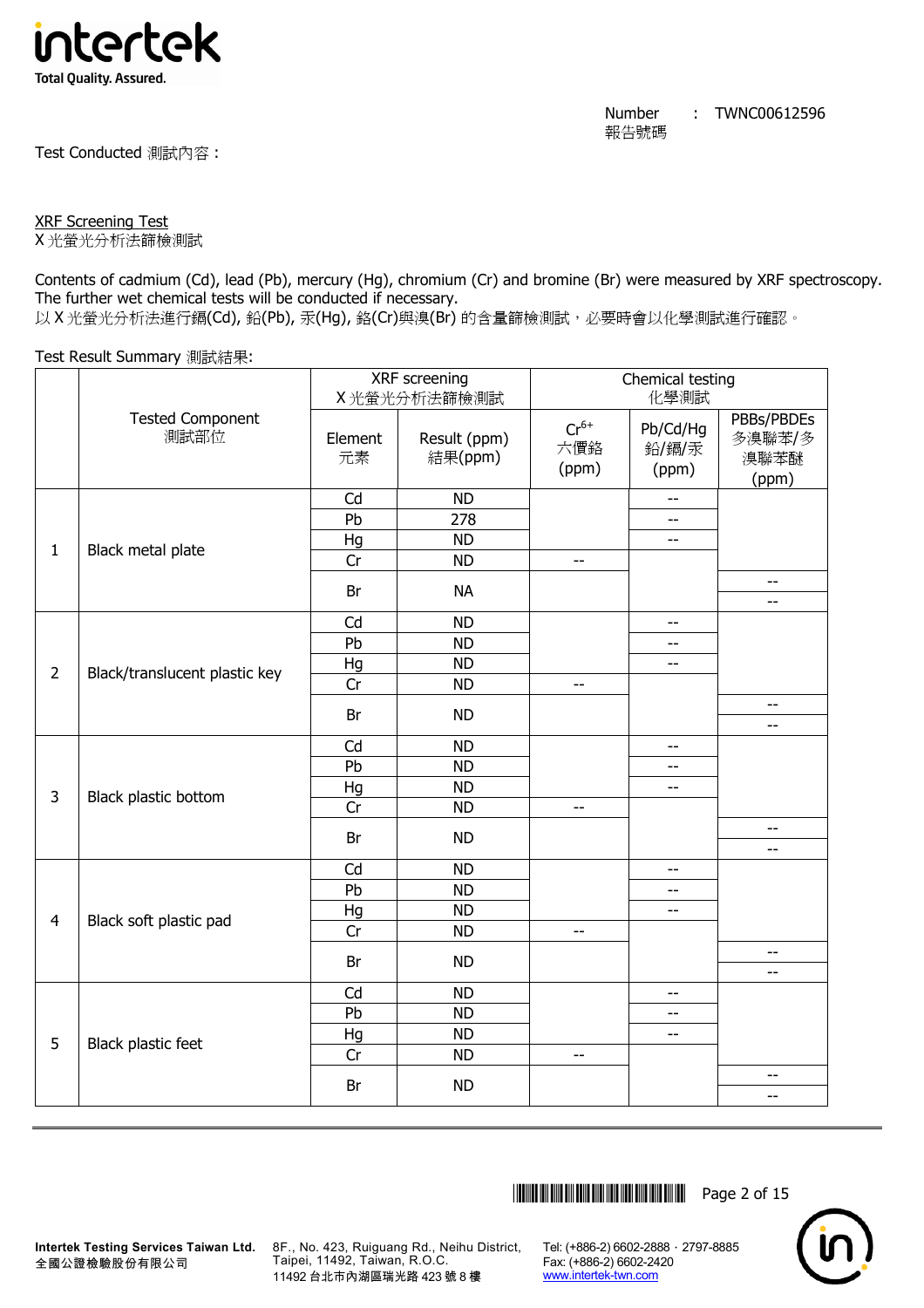Number 報告號碼 : TWNC00612596

Test Conducted 測試內容：

XRF Screening Test
X 光螢光分析法篩檢測試

Contents of cadmium (Cd), lead (Pb), mercury (Hg), chromium (Cr) and bromine (Br) were measured by XRF spectroscopy. The further wet chemical tests will be conducted if necessary.
以 X 光螢光分析法進行鎘(Cd), 鉛(Pb), 汞(Hg), 鉻(Cr)與溴(Br) 的含量篩檢測試，必要時會以化學測試進行確認。

Test Result Summary 測試結果:

| | Tested Component 測試部位 | XRF screening X 光螢光分析法篩檢測試 | | Chemical testing 化學測試 | | |
|---|---|---|---|---|---|---|
| | | Element 元素 | Result (ppm) 結果(ppm) | $Cr^{6+}$ 六價鉻 (ppm) | Pb/Cd/Hg 鉛/鎘/汞 (ppm) | PBBs/PBDEs 多溴聯苯/多溴聯苯醚 (ppm) |
| 1 | Black metal plate | Cd | ND | | -- | |
| | | Pb | 278 | | -- | |
| | | Hg | ND | | -- | |
| | | Cr | ND | -- | | |
| | | Br | NA | | | -- / -- |
| 2 | Black/translucent plastic key | Cd | ND | | -- | |
| | | Pb | ND | | -- | |
| | | Hg | ND | | -- | |
| | | Cr | ND | -- | | |
| | | Br | ND | | | -- / -- |
| 3 | Black plastic bottom | Cd | ND | | -- | |
| | | Pb | ND | | -- | |
| | | Hg | ND | | -- | |
| | | Cr | ND | -- | | |
| | | Br | ND | | | -- / -- |
| 4 | Black soft plastic pad | Cd | ND | | -- | |
| | | Pb | ND | | -- | |
| | | Hg | ND | | -- | |
| | | Cr | ND | -- | | |
| | | Br | ND | | | -- / -- |
| 5 | Black plastic feet | Cd | ND | | -- | |
| | | Pb | ND | | -- | |
| | | Hg | ND | | -- | |
| | | Cr | ND | -- | | |
| | | Br | ND | | | -- / -- |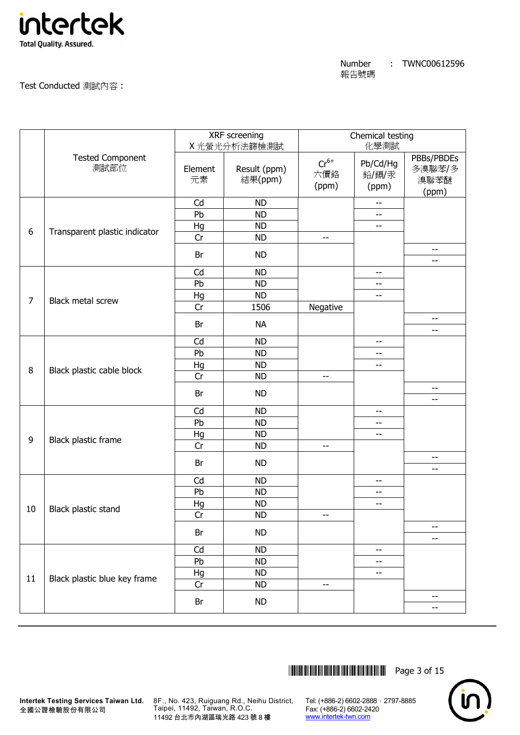Number 報告號碼 : TWNC00612596

Test Conducted 測試內容：

| | Tested Component 測試部位 | XRF screening X 光螢光分析法篩檢測試 | | Chemical testing 化學測試 | | |
|---|---|---|---|---|---|---|
| | | Element 元素 | Result (ppm) 結果(ppm) | $Cr^{6+}$ 六價鉻 (ppm) | Pb/Cd/Hg 鉛/鎘/汞 (ppm) | PBBs/PBDEs 多溴聯苯/多溴聯苯醚 (ppm) |
| 6 | Transparent plastic indicator | Cd | ND | | -- | |
| | | Pb | ND | | -- | |
| | | Hg | ND | | -- | |
| | | Cr | ND | -- | | |
| | | Br | ND | | | -- / -- |
| 7 | Black metal screw | Cd | ND | | -- | |
| | | Pb | ND | | -- | |
| | | Hg | ND | | -- | |
| | | Cr | 1506 | Negative | | |
| | | Br | NA | | | -- / -- |
| 8 | Black plastic cable block | Cd | ND | | -- | |
| | | Pb | ND | | -- | |
| | | Hg | ND | | -- | |
| | | Cr | ND | -- | | |
| | | Br | ND | | | -- / -- |
| 9 | Black plastic frame | Cd | ND | | -- | |
| | | Pb | ND | | -- | |
| | | Hg | ND | | -- | |
| | | Cr | ND | -- | | |
| | | Br | ND | | | -- / -- |
| 10 | Black plastic stand | Cd | ND | | -- | |
| | | Pb | ND | | -- | |
| | | Hg | ND | | -- | |
| | | Cr | ND | -- | | |
| | | Br | ND | | | -- / -- |
| 11 | Black plastic blue key frame | Cd | ND | | -- | |
| | | Pb | ND | | -- | |
| | | Hg | ND | | -- | |
| | | Cr | ND | -- | | |
| | | Br | ND | | | -- / -- |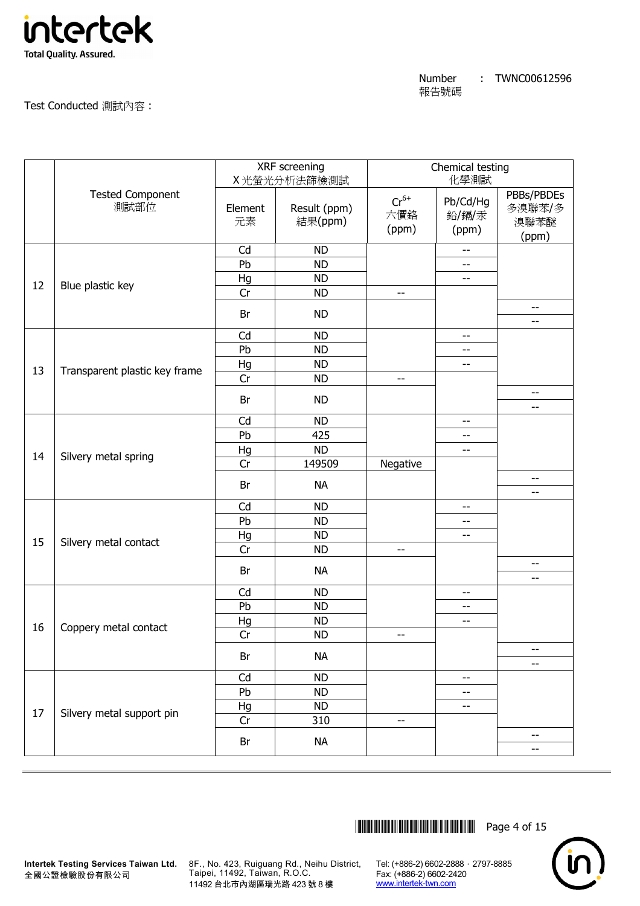Number 報告號碼 : TWNC00612596

Test Conducted 測試內容 :

| | Tested Component 測試部位 | XRF screening X 光螢光分析法篩檢測試 | | Chemical testing 化學測試 | | |
|---|---|---|---|---|---|---|
| | | Element 元素 | Result (ppm) 結果(ppm) | $Cr^{6+}$ 六價鉻 (ppm) | Pb/Cd/Hg 鉛/鎘/汞 (ppm) | PBBs/PBDEs 多溴聯苯/多溴聯苯醚 (ppm) |
| 12 | Blue plastic key | Cd | ND | | -- | |
| | | Pb | ND | | -- | |
| | | Hg | ND | | -- | |
| | | Cr | ND | -- | | |
| | | Br | ND | | | -- / -- |
| 13 | Transparent plastic key frame | Cd | ND | | -- | |
| | | Pb | ND | | -- | |
| | | Hg | ND | | -- | |
| | | Cr | ND | -- | | |
| | | Br | ND | | | -- / -- |
| 14 | Silvery metal spring | Cd | ND | | -- | |
| | | Pb | 425 | | -- | |
| | | Hg | ND | | -- | |
| | | Cr | 149509 | Negative | | |
| | | Br | NA | | | -- / -- |
| 15 | Silvery metal contact | Cd | ND | | -- | |
| | | Pb | ND | | -- | |
| | | Hg | ND | | -- | |
| | | Cr | ND | -- | | |
| | | Br | NA | | | -- / -- |
| 16 | Coppery metal contact | Cd | ND | | -- | |
| | | Pb | ND | | -- | |
| | | Hg | ND | | -- | |
| | | Cr | ND | -- | | |
| | | Br | NA | | | -- / -- |
| 17 | Silvery metal support pin | Cd | ND | | -- | |
| | | Pb | ND | | -- | |
| | | Hg | ND | | -- | |
| | | Cr | 310 | -- | | |
| | | Br | NA | | | -- / -- |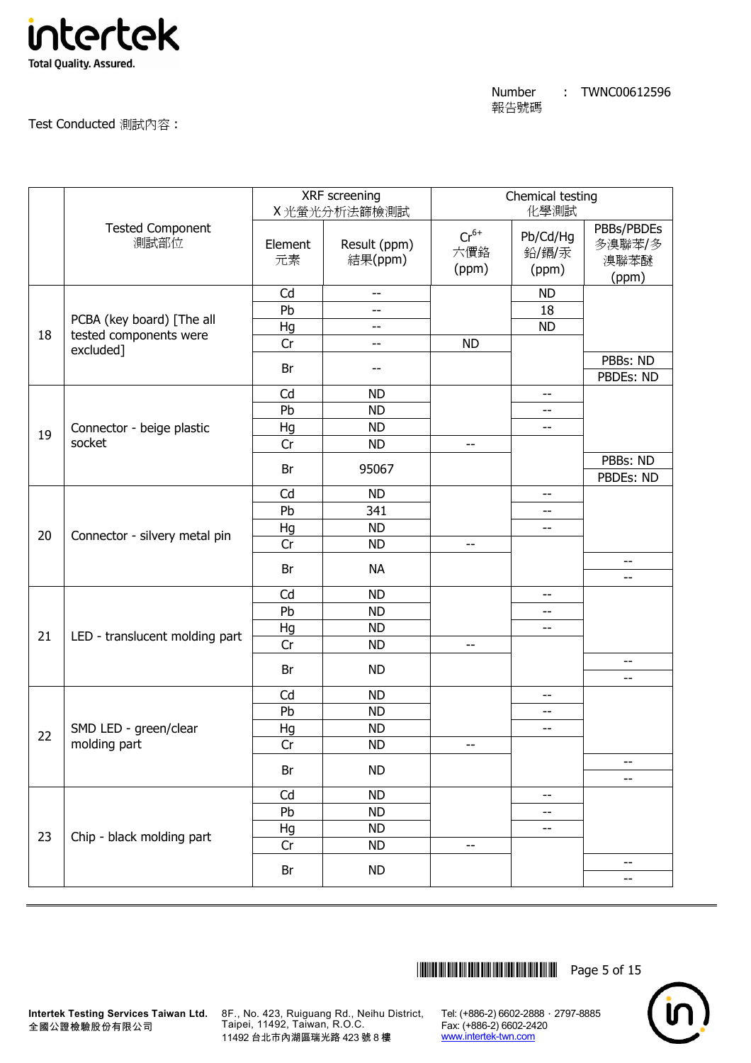Number 報告號碼 : TWNC00612596

Test Conducted 測試內容：

| | Tested Component 測試部位 | XRF screening X 光螢光分析法篩檢測試 | | Chemical testing 化學測試 | | |
|---|---|---|---|---|---|---|
| | | Element 元素 | Result (ppm) 結果(ppm) | $Cr^{6+}$ 六價鉻 (ppm) | Pb/Cd/Hg 鉛/鎘/汞 (ppm) | PBBs/PBDEs 多溴聯苯/多溴聯苯醚 (ppm) |
| 18 | PCBA (key board) [The all tested components were excluded] | Cd | -- | | ND | |
| | | Pb | -- | | 18 | |
| | | Hg | -- | | ND | |
| | | Cr | -- | ND | | |
| | | Br | -- | | | PBBs: ND<br>PBDEs: ND |
| 19 | Connector - beige plastic socket | Cd | ND | | -- | |
| | | Pb | ND | | -- | |
| | | Hg | ND | | -- | |
| | | Cr | ND | -- | | |
| | | Br | 95067 | | | PBBs: ND<br>PBDEs: ND |
| 20 | Connector - silvery metal pin | Cd | ND | | -- | |
| | | Pb | 341 | | -- | |
| | | Hg | ND | | -- | |
| | | Cr | ND | -- | | |
| | | Br | NA | | | --<br>-- |
| 21 | LED - translucent molding part | Cd | ND | | -- | |
| | | Pb | ND | | -- | |
| | | Hg | ND | | -- | |
| | | Cr | ND | -- | | |
| | | Br | ND | | | --<br>-- |
| 22 | SMD LED - green/clear molding part | Cd | ND | | -- | |
| | | Pb | ND | | -- | |
| | | Hg | ND | | -- | |
| | | Cr | ND | -- | | |
| | | Br | ND | | | --<br>-- |
| 23 | Chip - black molding part | Cd | ND | | -- | |
| | | Pb | ND | | -- | |
| | | Hg | ND | | -- | |
| | | Cr | ND | -- | | |
| | | Br | ND | | | --<br>-- |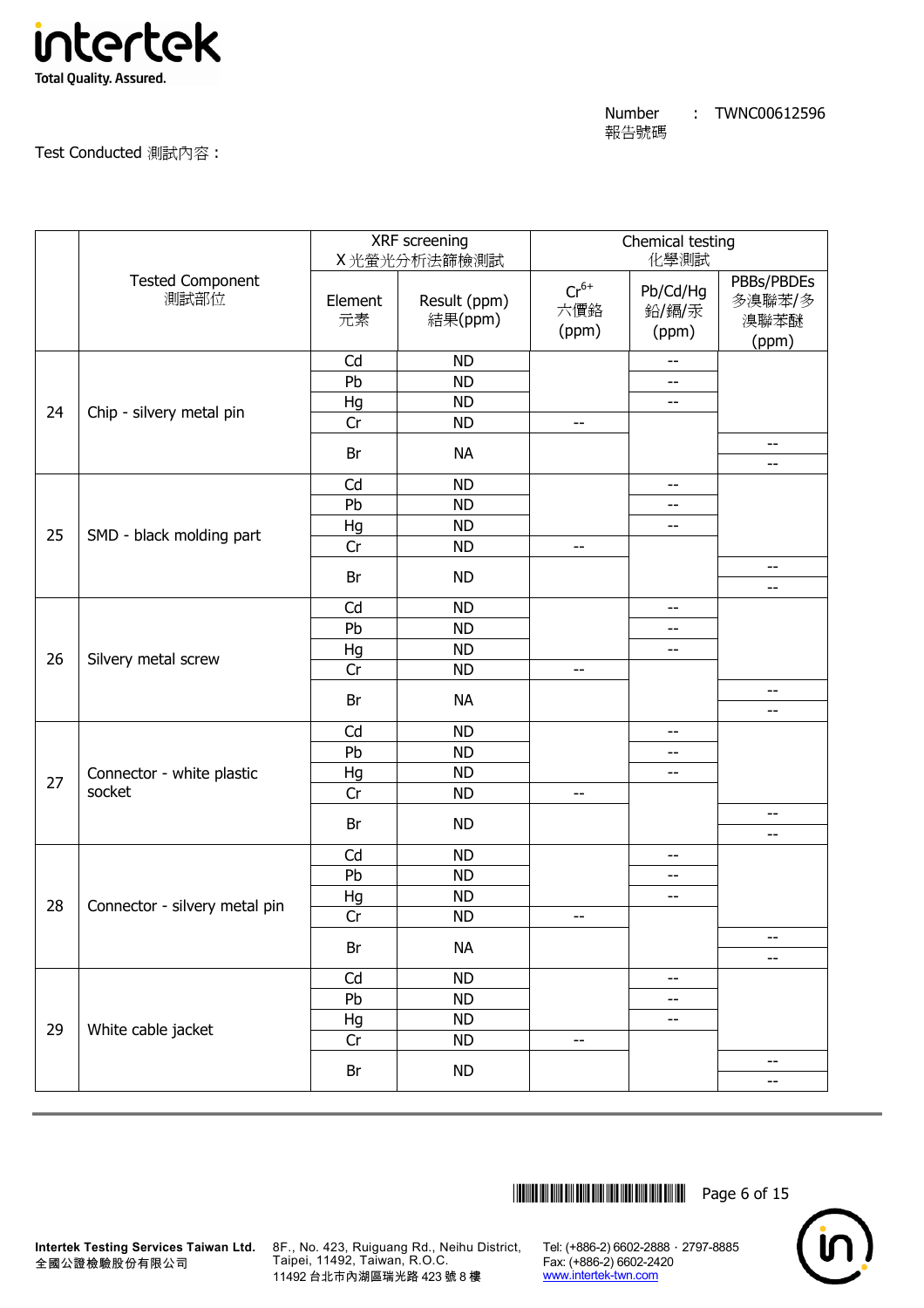Number 報告號碼 : TWNC00612596

Test Conducted 測試內容 :

| | Tested Component 測試部位 | XRF screening X 光螢光分析法篩檢測試 | | Chemical testing 化學測試 | | |
|---|---|---|---|---|---|---|
| | | Element 元素 | Result (ppm) 結果(ppm) | $Cr^{6+}$ 六價鉻 (ppm) | Pb/Cd/Hg 鉛/鎘/汞 (ppm) | PBBs/PBDEs 多溴聯苯/多溴聯苯醚 (ppm) |
| 24 | Chip - silvery metal pin | Cd | ND | | -- | |
| | | Pb | ND | | -- | |
| | | Hg | ND | | -- | |
| | | Cr | ND | -- | | |
| | | Br | NA | | | -- / -- |
| 25 | SMD - black molding part | Cd | ND | | -- | |
| | | Pb | ND | | -- | |
| | | Hg | ND | | -- | |
| | | Cr | ND | -- | | |
| | | Br | ND | | | -- / -- |
| 26 | Silvery metal screw | Cd | ND | | -- | |
| | | Pb | ND | | -- | |
| | | Hg | ND | | -- | |
| | | Cr | ND | -- | | |
| | | Br | NA | | | -- / -- |
| 27 | Connector - white plastic socket | Cd | ND | | -- | |
| | | Pb | ND | | -- | |
| | | Hg | ND | | -- | |
| | | Cr | ND | -- | | |
| | | Br | ND | | | -- / -- |
| 28 | Connector - silvery metal pin | Cd | ND | | -- | |
| | | Pb | ND | | -- | |
| | | Hg | ND | | -- | |
| | | Cr | ND | -- | | |
| | | Br | NA | | | -- / -- |
| 29 | White cable jacket | Cd | ND | | -- | |
| | | Pb | ND | | -- | |
| | | Hg | ND | | -- | |
| | | Cr | ND | -- | | |
| | | Br | ND | | | -- / -- |

Intertek Testing Services Taiwan Ltd.
全國公證檢驗股份有限公司

8F., No. 423, Ruiguang Rd., Neihu District, Taipei, 11492, Taiwan, R.O.C.
11492 台北市內湖區瑞光路 423 號 8 樓

Tel: (+886-2) 6602-2888 · 2797-8885
Fax: (+886-2) 6602-2420
www.intertek-twn.com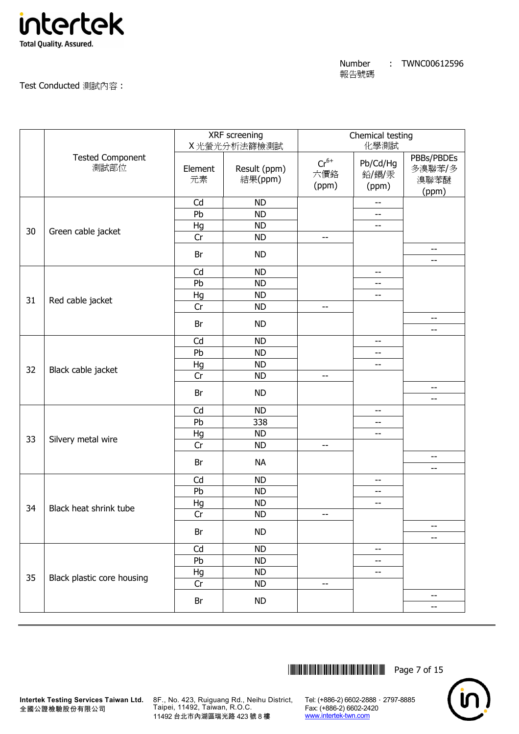Number 報告號碼 : TWNC00612596

Test Conducted 測試內容：

| | Tested Component 測試部位 | XRF screening X 光螢光分析法篩檢測試 | | Chemical testing 化學測試 | | |
|---|---|---|---|---|---|---|
| | | Element 元素 | Result (ppm) 結果(ppm) | $Cr^{6+}$ 六價鉻 (ppm) | Pb/Cd/Hg 鉛/鎘/汞 (ppm) | PBBs/PBDEs 多溴聯苯/多溴聯苯醚 (ppm) |
| 30 | Green cable jacket | Cd | ND | | -- | |
| | | Pb | ND | | -- | |
| | | Hg | ND | | -- | |
| | | Cr | ND | -- | | |
| | | Br | ND | | | -- / -- |
| 31 | Red cable jacket | Cd | ND | | -- | |
| | | Pb | ND | | -- | |
| | | Hg | ND | | -- | |
| | | Cr | ND | -- | | |
| | | Br | ND | | | -- / -- |
| 32 | Black cable jacket | Cd | ND | | -- | |
| | | Pb | ND | | -- | |
| | | Hg | ND | | -- | |
| | | Cr | ND | -- | | |
| | | Br | ND | | | -- / -- |
| 33 | Silvery metal wire | Cd | ND | | -- | |
| | | Pb | 338 | | -- | |
| | | Hg | ND | | -- | |
| | | Cr | ND | -- | | |
| | | Br | NA | | | -- / -- |
| 34 | Black heat shrink tube | Cd | ND | | -- | |
| | | Pb | ND | | -- | |
| | | Hg | ND | | -- | |
| | | Cr | ND | -- | | |
| | | Br | ND | | | -- / -- |
| 35 | Black plastic core housing | Cd | ND | | -- | |
| | | Pb | ND | | -- | |
| | | Hg | ND | | -- | |
| | | Cr | ND | -- | | |
| | | Br | ND | | | -- / -- |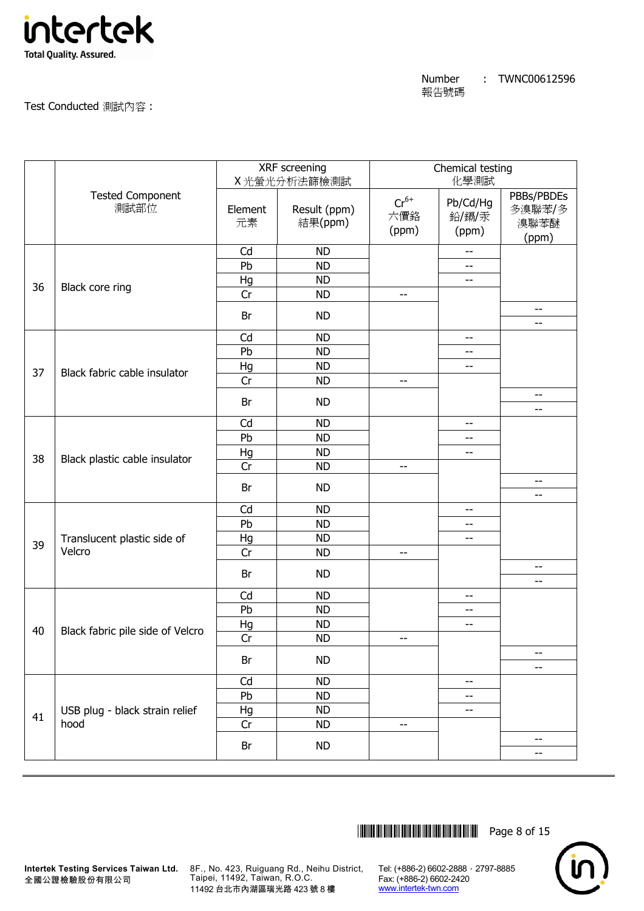Number 報告號碼 : TWNC00612596

Test Conducted 測試內容：

| | Tested Component 測試部位 | XRF screening X 光螢光分析法篩檢測試 | | Chemical testing 化學測試 | | |
|---|---|---|---|---|---|---|
| | | Element 元素 | Result (ppm) 結果(ppm) | $Cr^{6+}$ 六價鉻 (ppm) | Pb/Cd/Hg 鉛/鎘/汞 (ppm) | PBBs/PBDEs 多溴聯苯/多溴聯苯醚 (ppm) |
| 36 | Black core ring | Cd | ND | | -- | |
| | | Pb | ND | | -- | |
| | | Hg | ND | | -- | |
| | | Cr | ND | -- | | |
| | | Br | ND | | | -- |
| | | | | | | -- |
| 37 | Black fabric cable insulator | Cd | ND | | -- | |
| | | Pb | ND | | -- | |
| | | Hg | ND | | -- | |
| | | Cr | ND | -- | | |
| | | Br | ND | | | -- |
| | | | | | | -- |
| 38 | Black plastic cable insulator | Cd | ND | | -- | |
| | | Pb | ND | | -- | |
| | | Hg | ND | | -- | |
| | | Cr | ND | -- | | |
| | | Br | ND | | | -- |
| | | | | | | -- |
| 39 | Translucent plastic side of Velcro | Cd | ND | | -- | |
| | | Pb | ND | | -- | |
| | | Hg | ND | | -- | |
| | | Cr | ND | -- | | |
| | | Br | ND | | | -- |
| | | | | | | -- |
| 40 | Black fabric pile side of Velcro | Cd | ND | | -- | |
| | | Pb | ND | | -- | |
| | | Hg | ND | | -- | |
| | | Cr | ND | -- | | |
| | | Br | ND | | | -- |
| | | | | | | -- |
| 41 | USB plug - black strain relief hood | Cd | ND | | -- | |
| | | Pb | ND | | -- | |
| | | Hg | ND | | -- | |
| | | Cr | ND | -- | | |
| | | Br | ND | | | -- |
| | | | | | | -- |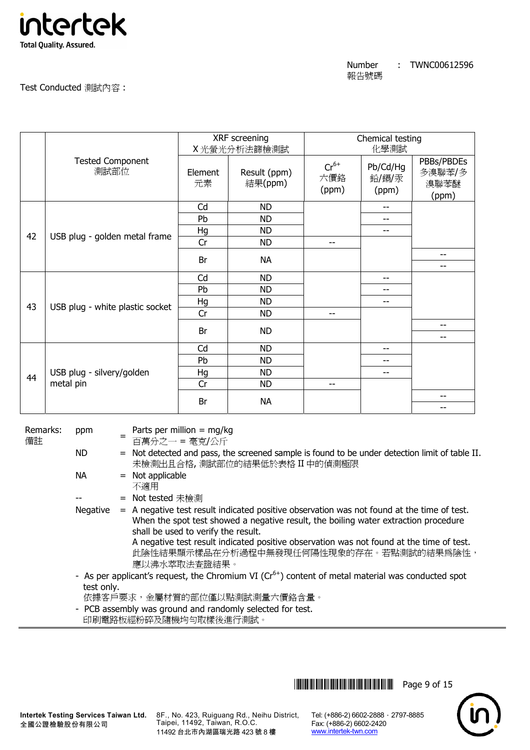Number 報告號碼 : TWNC00612596

Test Conducted 測試內容 :

| | Tested Component 測試部位 | XRF screening X 光螢光分析法篩檢測試 | | Chemical testing 化學測試 | | |
|---|---|---|---|---|---|---|
| | | Element 元素 | Result (ppm) 結果(ppm) | $Cr^{6+}$ 六價鉻 (ppm) | Pb/Cd/Hg 鉛/鎘/汞 (ppm) | PBBs/PBDEs 多溴聯苯/多溴聯苯醚 (ppm) |
| 42 | USB plug - golden metal frame | Cd | ND | | -- | |
| | | Pb | ND | | -- | |
| | | Hg | ND | | -- | |
| | | Cr | ND | -- | | |
| | | Br | NA | | | -- / -- |
| 43 | USB plug - white plastic socket | Cd | ND | | -- | |
| | | Pb | ND | | -- | |
| | | Hg | ND | | -- | |
| | | Cr | ND | -- | | |
| | | Br | ND | | | -- / -- |
| 44 | USB plug - silvery/golden metal pin | Cd | ND | | -- | |
| | | Pb | ND | | -- | |
| | | Hg | ND | | -- | |
| | | Cr | ND | -- | | |
| | | Br | NA | | | -- / -- |

Remarks: 備註

- ppm = Parts per million = mg/kg
  百萬分之一 = 毫克/公斤
- ND = Not detected and pass, the screened sample is found to be under detection limit of table II.
  未檢測出且合格, 測試部位的結果低於表格 II 中的偵測極限
- NA = Not applicable
  不適用
- -- = Not tested 未檢測
- Negative = A negative test result indicated positive observation was not found at the time of test. When the spot test showed a negative result, the boiling water extraction procedure shall be used to verify the result.
  A negative test result indicated positive observation was not found at the time of test.
  此陰性結果顯示樣品在分析過程中無發現任何陽性現象的存在。若點測試的結果爲陰性，應以沸水萃取法查證結果。

- As per applicant's request, the Chromium VI ($Cr^{6+}$) content of metal material was conducted spot test only.
  依據客戶要求，金屬材質的部位僅以點測試測量六價鉻含量。
- PCB assembly was ground and randomly selected for test.
  印刷電路板經粉碎及隨機均勻取樣後進行測試。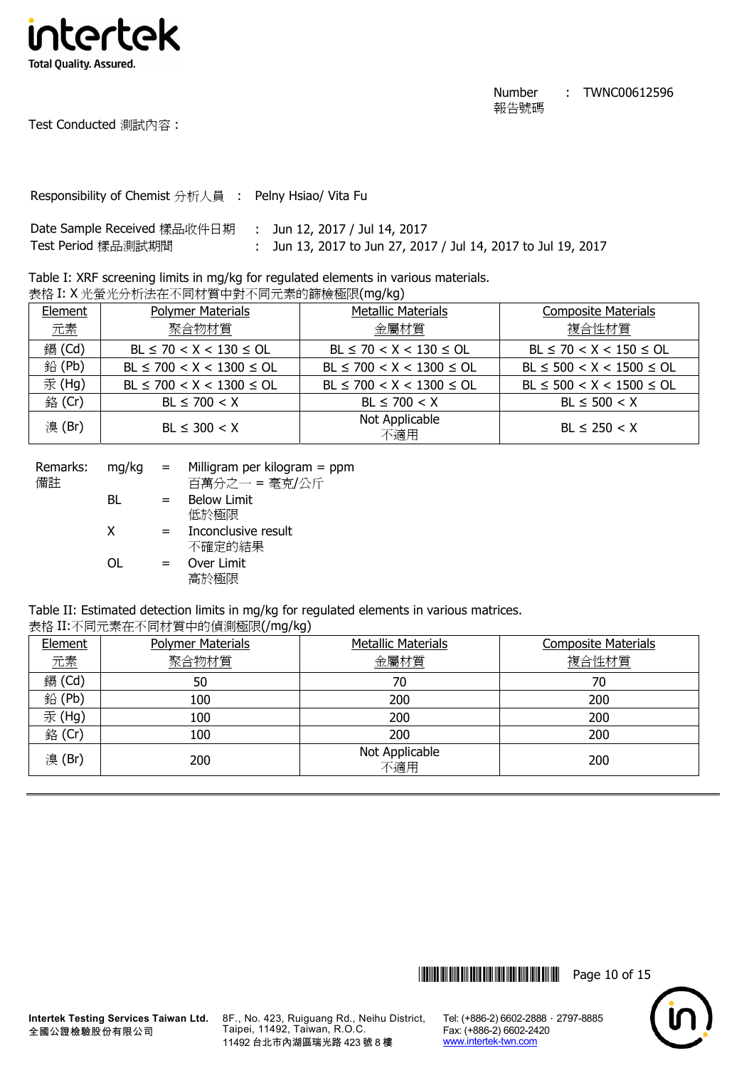Number 報告號碼 : TWNC00612596

Test Conducted 測試內容 :

Responsibility of Chemist 分析人員 : Pelny Hsiao/ Vita Fu

Date Sample Received 樣品收件日期 : Jun 12, 2017 / Jul 14, 2017
Test Period 樣品測試期間 : Jun 13, 2017 to Jun 27, 2017 / Jul 14, 2017 to Jul 19, 2017

Table I: X XRF screening limits in mg/kg for regulated elements in various materials.
表格 I: X 光螢光分析法在不同材質中對不同元素的篩檢極限(mg/kg)

| Element 元素 | Polymer Materials 聚合物材質 | Metallic Materials 金屬材質 | Composite Materials 複合性材質 |
|---|---|---|---|
| 鎘 (Cd) | BL ≤ 70 < X < 130 ≤ OL | BL ≤ 70 < X < 130 ≤ OL | BL ≤ 70 < X < 150 ≤ OL |
| 鉛 (Pb) | BL ≤ 700 < X < 1300 ≤ OL | BL ≤ 700 < X < 1300 ≤ OL | BL ≤ 500 < X < 1500 ≤ OL |
| 汞 (Hg) | BL ≤ 700 < X < 1300 ≤ OL | BL ≤ 700 < X < 1300 ≤ OL | BL ≤ 500 < X < 1500 ≤ OL |
| 鉻 (Cr) | BL ≤ 700 < X | BL ≤ 700 < X | BL ≤ 500 < X |
| 溴 (Br) | BL ≤ 300 < X | Not Applicable 不適用 | BL ≤ 250 < X |

Remarks: 備註

- mg/kg = Milligram per kilogram = ppm 百萬分之一 = 毫克/公斤
- BL = Below Limit 低於極限
- X = Inconclusive result 不確定的結果
- OL = Over Limit 高於極限

Table II: Estimated detection limits in mg/kg for regulated elements in various matrices.
表格 II:不同元素在不同材質中的偵測極限(/mg/kg)

| Element 元素 | Polymer Materials 聚合物材質 | Metallic Materials 金屬材質 | Composite Materials 複合性材質 |
|---|---|---|---|
| 鎘 (Cd) | 50 | 70 | 70 |
| 鉛 (Pb) | 100 | 200 | 200 |
| 汞 (Hg) | 100 | 200 | 200 |
| 鉻 (Cr) | 100 | 200 | 200 |
| 溴 (Br) | 200 | Not Applicable 不適用 | 200 |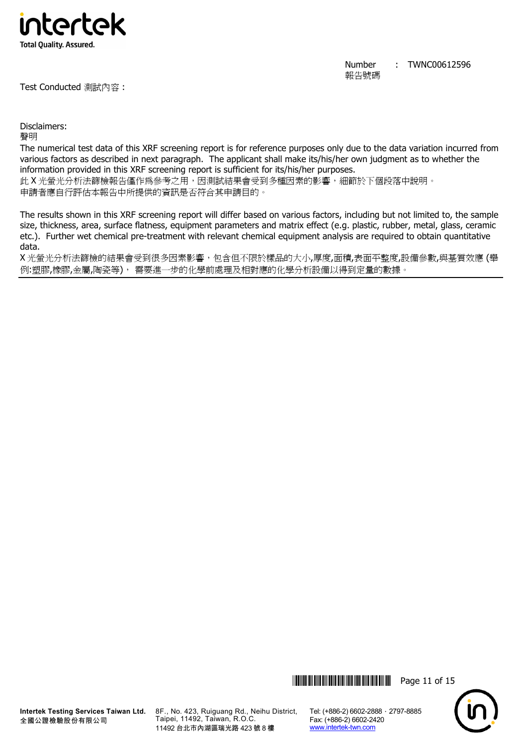Number : TWNC00612596
報告號碼

Test Conducted 測試內容 :

Disclaimers:
聲明

The numerical test data of this XRF screening report is for reference purposes only due to the data variation incurred from various factors as described in next paragraph. The applicant shall make its/his/her own judgment as to whether the information provided in this XRF screening report is sufficient for its/his/her purposes.
此 X 光螢光分析法篩檢報告僅作爲參考之用，因測試結果會受到多種因素的影響，細節於下個段落中說明。
申請者應自行評估本報告中所提供的資訊是否符合其申請目的。

The results shown in this XRF screening report will differ based on various factors, including but not limited to, the sample size, thickness, area, surface flatness, equipment parameters and matrix effect (e.g. plastic, rubber, metal, glass, ceramic etc.). Further wet chemical pre-treatment with relevant chemical equipment analysis are required to obtain quantitative data.
X 光螢光分析法篩檢的結果會受到很多因素影響，包含但不限於樣品的大小,厚度,面積,表面平整度,設備參數,與基質效應 (舉例:塑膠,橡膠,金屬,陶瓷等)， 需要進一步的化學前處理及相對應的化學分析設備以得到定量的數據。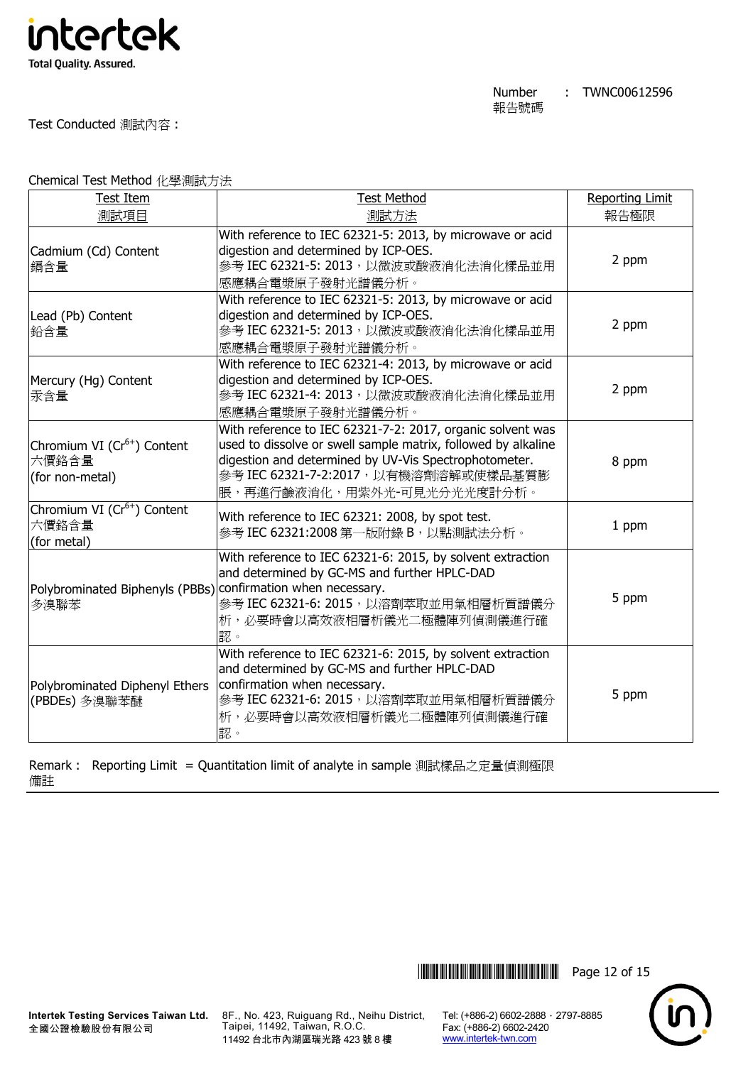Number : TWNC00612596
報告號碼

Test Conducted 測試內容：

Chemical Test Method 化學測試方法

| Test Item<br>測試項目 | Test Method<br>測試方法 | Reporting Limit<br>報告極限 |
|---|---|---|
| Cadmium (Cd) Content<br>鎘含量 | With reference to IEC 62321-5: 2013, by microwave or acid digestion and determined by ICP-OES.<br>參考 IEC 62321-5: 2013，以微波或酸液消化法消化樣品並用感應耦合電漿原子發射光譜儀分析。 | 2 ppm |
| Lead (Pb) Content<br>鉛含量 | With reference to IEC 62321-5: 2013, by microwave or acid digestion and determined by ICP-OES.<br>參考 IEC 62321-5: 2013，以微波或酸液消化法消化樣品並用感應耦合電漿原子發射光譜儀分析。 | 2 ppm |
| Mercury (Hg) Content<br>汞含量 | With reference to IEC 62321-4: 2013, by microwave or acid digestion and determined by ICP-OES.<br>參考 IEC 62321-4: 2013，以微波或酸液消化法消化樣品並用感應耦合電漿原子發射光譜儀分析。 | 2 ppm |
| Chromium VI ($Cr^{6+}$) Content<br>六價鉻含量<br>(for non-metal) | With reference to IEC 62321-7-2: 2017, organic solvent was used to dissolve or swell sample matrix, followed by alkaline digestion and determined by UV-Vis Spectrophotometer.<br>參考 IEC 62321-7-2:2017，以有機溶劑溶解或使樣品基質膨脹，再進行鹼液消化，用紫外光-可見光分光光度計分析。 | 8 ppm |
| Chromium VI ($Cr^{6+}$) Content<br>六價鉻含量<br>(for metal) | With reference to IEC 62321: 2008, by spot test.<br>參考 IEC 62321:2008 第一版附錄 B，以點測試法分析。 | 1 ppm |
| Polybrominated Biphenyls (PBBs)<br>多溴聯苯 | With reference to IEC 62321-6: 2015, by solvent extraction and determined by GC-MS and further HPLC-DAD confirmation when necessary.<br>參考 IEC 62321-6: 2015，以溶劑萃取並用氣相層析質譜儀分析，必要時會以高效液相層析儀光二極體陣列偵測儀進行確認。 | 5 ppm |
| Polybrominated Diphenyl Ethers (PBDEs) 多溴聯苯醚 | With reference to IEC 62321-6: 2015, by solvent extraction and determined by GC-MS and further HPLC-DAD confirmation when necessary.<br>參考 IEC 62321-6: 2015，以溶劑萃取並用氣相層析質譜儀分析，必要時會以高效液相層析儀光二極體陣列偵測儀進行確認。 | 5 ppm |

Remark : Reporting Limit = Quantitation limit of analyte in sample 測試樣品之定量偵測極限
備註

Intertek Testing Services Taiwan Ltd.
全國公證檢驗股份有限公司

8F., No. 423, Ruiguang Rd., Neihu District, Taipei, 11492, Taiwan, R.O.C.
11492 台北市內湖區瑞光路 423 號 8 樓

Tel: (+886-2) 6602-2888 · 2797-8885
Fax: (+886-2) 6602-2420
www.intertek-twn.com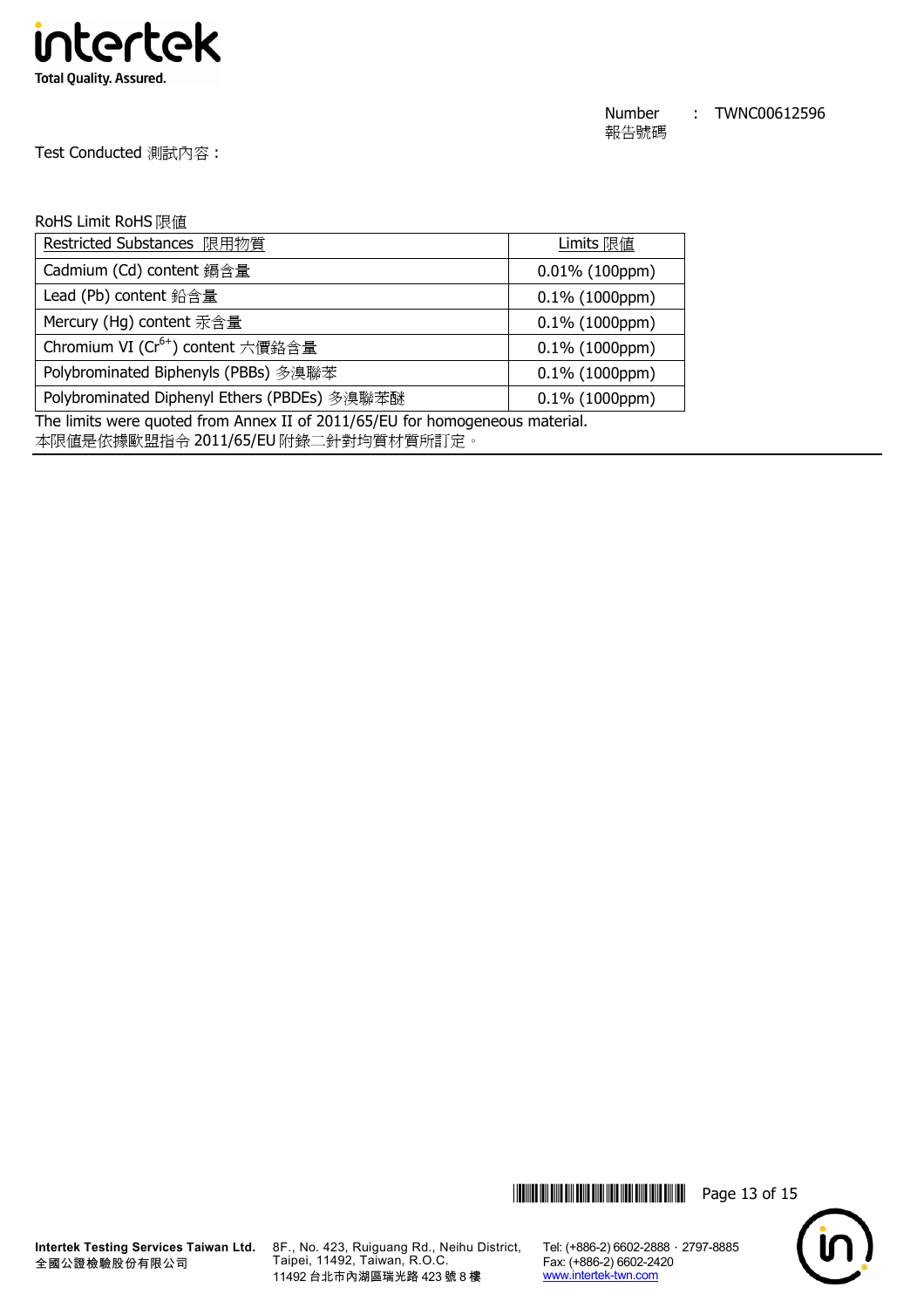Number 報告號碼 : TWNC00612596

Test Conducted 測試內容 :

RoHS Limit RoHS 限值

| Restricted Substances 限用物質 | Limits 限值 |
|---|---|
| Cadmium (Cd) content 鎘含量 | 0.01% (100ppm) |
| Lead (Pb) content 鉛含量 | 0.1% (1000ppm) |
| Mercury (Hg) content 汞含量 | 0.1% (1000ppm) |
| Chromium VI ($Cr^{6+}$) content 六價鉻含量 | 0.1% (1000ppm) |
| Polybrominated Biphenyls (PBBs) 多溴聯苯 | 0.1% (1000ppm) |
| Polybrominated Diphenyl Ethers (PBDEs) 多溴聯苯醚 | 0.1% (1000ppm) |

The limits were quoted from Annex II of 2011/65/EU for homogeneous material.
本限值是依據歐盟指令 2011/65/EU 附錄二針對均質材質所訂定。

Intertek Testing Services Taiwan Ltd.
全國公證檢驗股份有限公司

8F., No. 423, Ruiguang Rd., Neihu District, Taipei, 11492, Taiwan, R.O.C.
11492 台北市內湖區瑞光路 423 號 8 樓

Tel: (+886-2) 6602-2888 · 2797-8885
Fax: (+886-2) 6602-2420
www.intertek-twn.com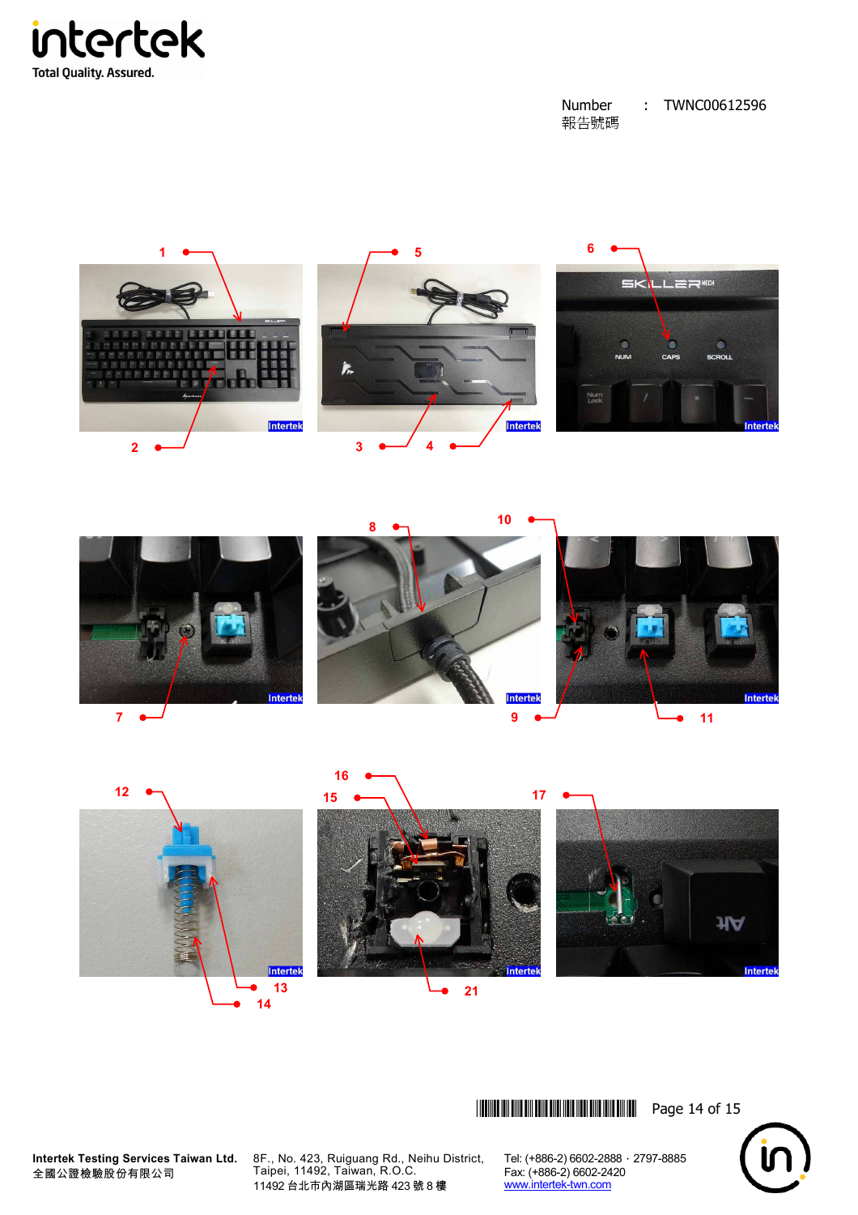Number　:　TWNC00612596
報告號碼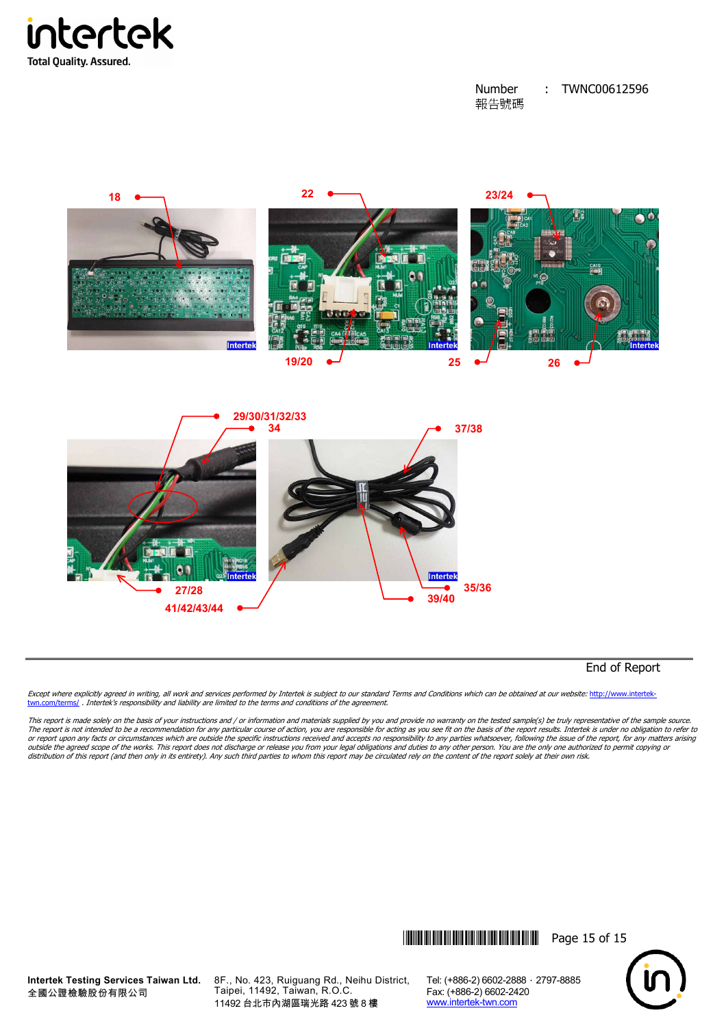Number 報告號碼 : TWNC00612596

18

22

23/24

19/20

25

26

29/30/31/32/33

34

37/38

27/28

41/42/43/44

35/36

39/40

End of Report

*Except where explicitly agreed in writing, all work and services performed by Intertek is subject to our standard Terms and Conditions which can be obtained at our website: http://www.intertek-twn.com/terms/ . Intertek's responsibility and liability are limited to the terms and conditions of the agreement.*

*This report is made solely on the basis of your instructions and / or information and materials supplied by you and provide no warranty on the tested sample(s) be truly representative of the sample source. The report is not intended to be a recommendation for any particular course of action, you are responsible for acting as you see fit on the basis of the report results. Intertek is under no obligation to refer to or report upon any facts or circumstances which are outside the specific instructions received and accepts no responsibility to any parties whatsoever, following the issue of the report, for any matters arising outside the agreed scope of the works. This report does not discharge or release you from your legal obligations and duties to any other person. You are the only one authorized to permit copying or distribution of this report (and then only in its entirety). Any such third parties to whom this report may be circulated rely on the content of the report solely at their own risk.*

**Intertek Testing Services Taiwan Ltd.**
全國公證檢驗股份有限公司

8F., No. 423, Ruiguang Rd., Neihu District, Taipei, 11492, Taiwan, R.O.C.
11492 台北市內湖區瑞光路 423 號 8 樓

Tel: (+886-2) 6602-2888．2797-8885
Fax: (+886-2) 6602-2420
www.intertek-twn.com